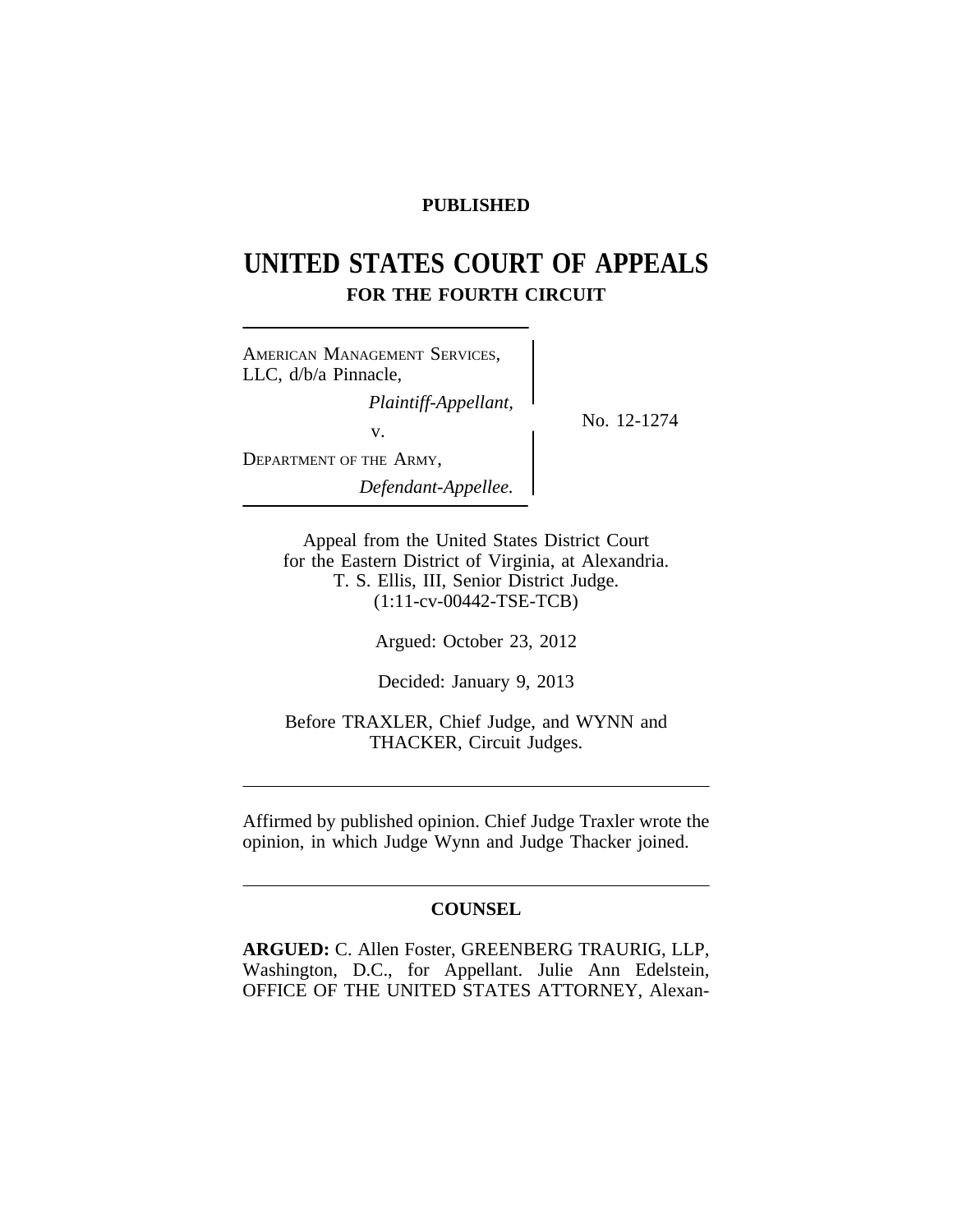**PUBLISHED**

# UNITED STATES COURT OF APPEALS
## FOR THE FOURTH CIRCUIT

AMERICAN MANAGEMENT SERVICES, LLC, d/b/a Pinnacle,
*Plaintiff-Appellant,*
v.
DEPARTMENT OF THE ARMY,
*Defendant-Appellee.*

No. 12-1274

Appeal from the United States District Court for the Eastern District of Virginia, at Alexandria.
T. S. Ellis, III, Senior District Judge.
(1:11-cv-00442-TSE-TCB)

Argued: October 23, 2012

Decided: January 9, 2013

Before TRAXLER, Chief Judge, and WYNN and THACKER, Circuit Judges.

---

Affirmed by published opinion. Chief Judge Traxler wrote the opinion, in which Judge Wynn and Judge Thacker joined.

---

**COUNSEL**

**ARGUED:** C. Allen Foster, GREENBERG TRAURIG, LLP, Washington, D.C., for Appellant. Julie Ann Edelstein, OFFICE OF THE UNITED STATES ATTORNEY, Alexan-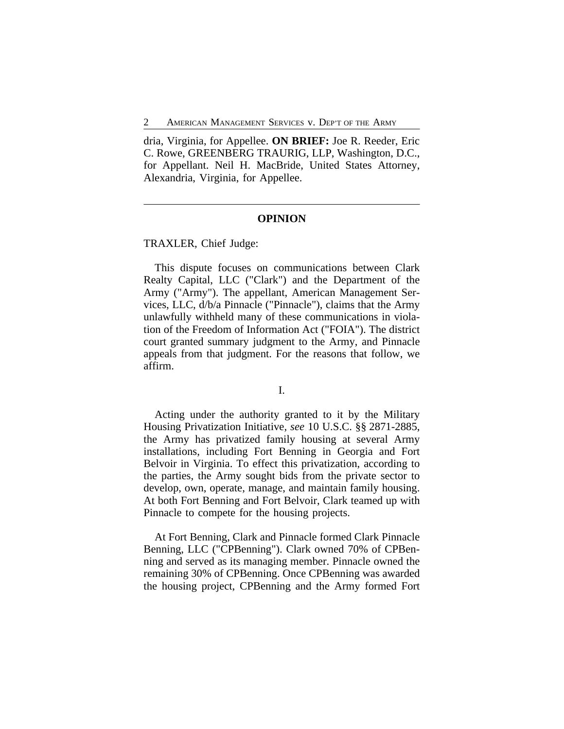dria, Virginia, for Appellee. **ON BRIEF:** Joe R. Reeder, Eric C. Rowe, GREENBERG TRAURIG, LLP, Washington, D.C., for Appellant. Neil H. MacBride, United States Attorney, Alexandria, Virginia, for Appellee.

---

## OPINION

TRAXLER, Chief Judge:

This dispute focuses on communications between Clark Realty Capital, LLC ("Clark") and the Department of the Army ("Army"). The appellant, American Management Services, LLC, d/b/a Pinnacle ("Pinnacle"), claims that the Army unlawfully withheld many of these communications in violation of the Freedom of Information Act ("FOIA"). The district court granted summary judgment to the Army, and Pinnacle appeals from that judgment. For the reasons that follow, we affirm.

### I.

Acting under the authority granted to it by the Military Housing Privatization Initiative, *see* 10 U.S.C. §§ 2871-2885, the Army has privatized family housing at several Army installations, including Fort Benning in Georgia and Fort Belvoir in Virginia. To effect this privatization, according to the parties, the Army sought bids from the private sector to develop, own, operate, manage, and maintain family housing. At both Fort Benning and Fort Belvoir, Clark teamed up with Pinnacle to compete for the housing projects.

At Fort Benning, Clark and Pinnacle formed Clark Pinnacle Benning, LLC ("CPBenning"). Clark owned 70% of CPBenning and served as its managing member. Pinnacle owned the remaining 30% of CPBenning. Once CPBenning was awarded the housing project, CPBenning and the Army formed Fort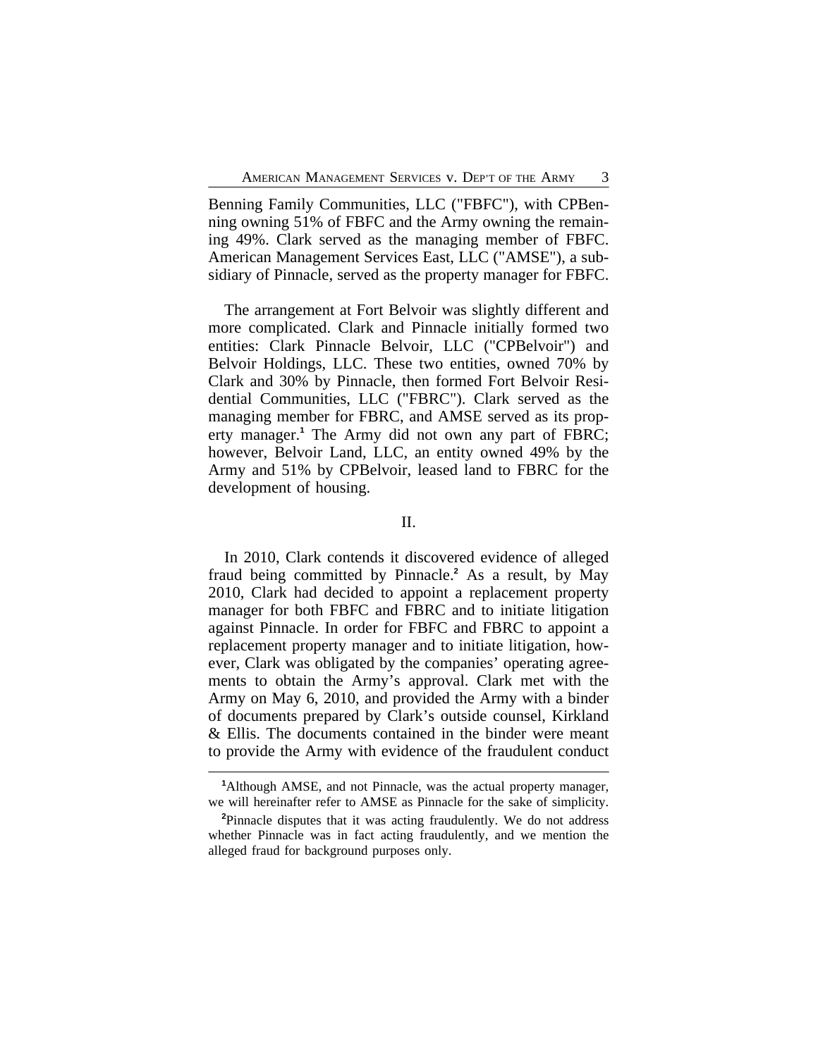Benning Family Communities, LLC ("FBFC"), with CPBenning owning 51% of FBFC and the Army owning the remaining 49%. Clark served as the managing member of FBFC. American Management Services East, LLC ("AMSE"), a subsidiary of Pinnacle, served as the property manager for FBFC.

The arrangement at Fort Belvoir was slightly different and more complicated. Clark and Pinnacle initially formed two entities: Clark Pinnacle Belvoir, LLC ("CPBelvoir") and Belvoir Holdings, LLC. These two entities, owned 70% by Clark and 30% by Pinnacle, then formed Fort Belvoir Residential Communities, LLC ("FBRC"). Clark served as the managing member for FBRC, and AMSE served as its property manager.[1] The Army did not own any part of FBRC; however, Belvoir Land, LLC, an entity owned 49% by the Army and 51% by CPBelvoir, leased land to FBRC for the development of housing.

## II.

In 2010, Clark contends it discovered evidence of alleged fraud being committed by Pinnacle.[2] As a result, by May 2010, Clark had decided to appoint a replacement property manager for both FBFC and FBRC and to initiate litigation against Pinnacle. In order for FBFC and FBRC to appoint a replacement property manager and to initiate litigation, however, Clark was obligated by the companies' operating agreements to obtain the Army's approval. Clark met with the Army on May 6, 2010, and provided the Army with a binder of documents prepared by Clark's outside counsel, Kirkland & Ellis. The documents contained in the binder were meant to provide the Army with evidence of the fraudulent conduct

---

[1] Although AMSE, and not Pinnacle, was the actual property manager, we will hereinafter refer to AMSE as Pinnacle for the sake of simplicity.

[2] Pinnacle disputes that it was acting fraudulently. We do not address whether Pinnacle was in fact acting fraudulently, and we mention the alleged fraud for background purposes only.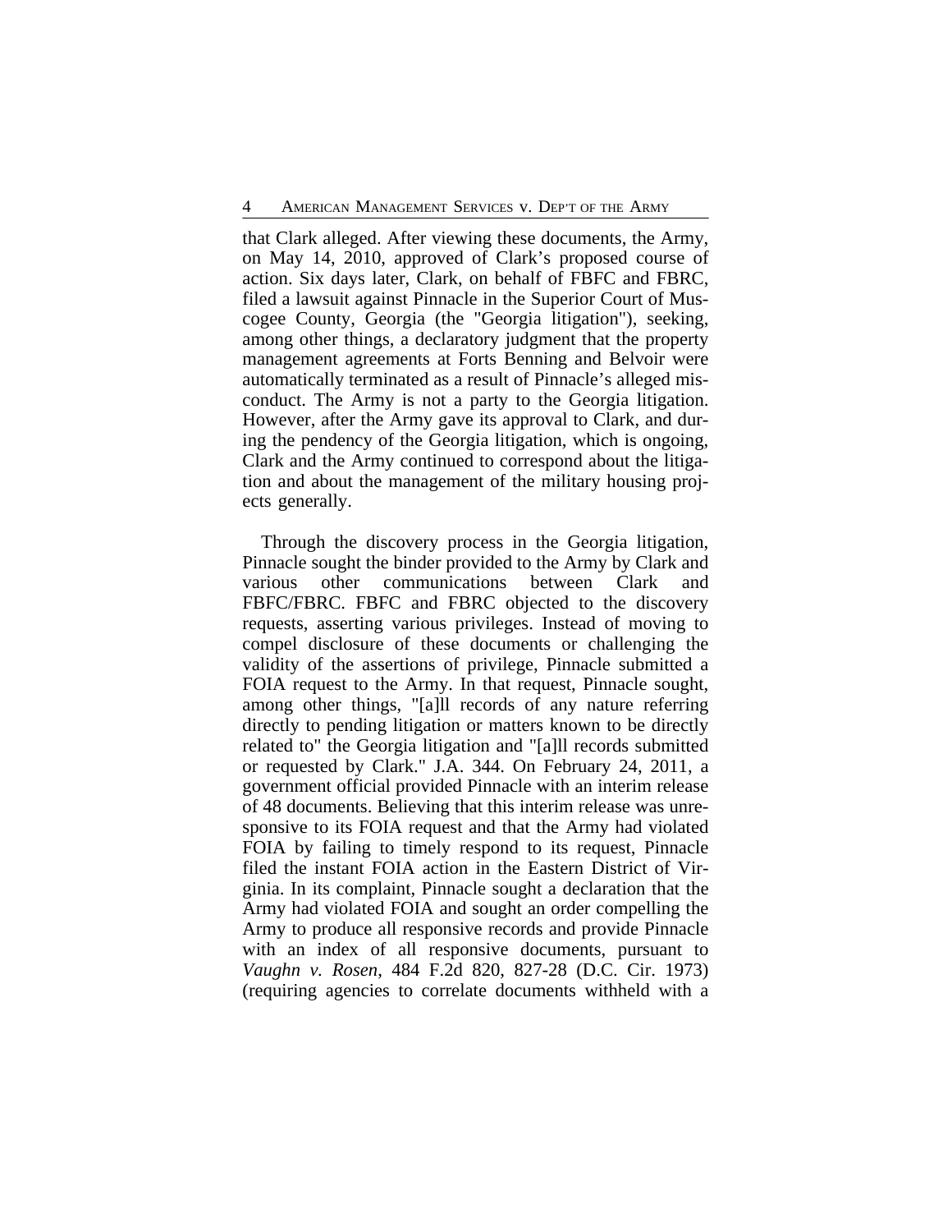that Clark alleged. After viewing these documents, the Army, on May 14, 2010, approved of Clark's proposed course of action. Six days later, Clark, on behalf of FBFC and FBRC, filed a lawsuit against Pinnacle in the Superior Court of Muscogee County, Georgia (the "Georgia litigation"), seeking, among other things, a declaratory judgment that the property management agreements at Forts Benning and Belvoir were automatically terminated as a result of Pinnacle's alleged misconduct. The Army is not a party to the Georgia litigation. However, after the Army gave its approval to Clark, and during the pendency of the Georgia litigation, which is ongoing, Clark and the Army continued to correspond about the litigation and about the management of the military housing projects generally.

Through the discovery process in the Georgia litigation, Pinnacle sought the binder provided to the Army by Clark and various other communications between Clark and FBFC/FBRC. FBFC and FBRC objected to the discovery requests, asserting various privileges. Instead of moving to compel disclosure of these documents or challenging the validity of the assertions of privilege, Pinnacle submitted a FOIA request to the Army. In that request, Pinnacle sought, among other things, "[a]ll records of any nature referring directly to pending litigation or matters known to be directly related to" the Georgia litigation and "[a]ll records submitted or requested by Clark." J.A. 344. On February 24, 2011, a government official provided Pinnacle with an interim release of 48 documents. Believing that this interim release was unresponsive to its FOIA request and that the Army had violated FOIA by failing to timely respond to its request, Pinnacle filed the instant FOIA action in the Eastern District of Virginia. In its complaint, Pinnacle sought a declaration that the Army had violated FOIA and sought an order compelling the Army to produce all responsive records and provide Pinnacle with an index of all responsive documents, pursuant to *Vaughn v. Rosen*, 484 F.2d 820, 827-28 (D.C. Cir. 1973) (requiring agencies to correlate documents withheld with a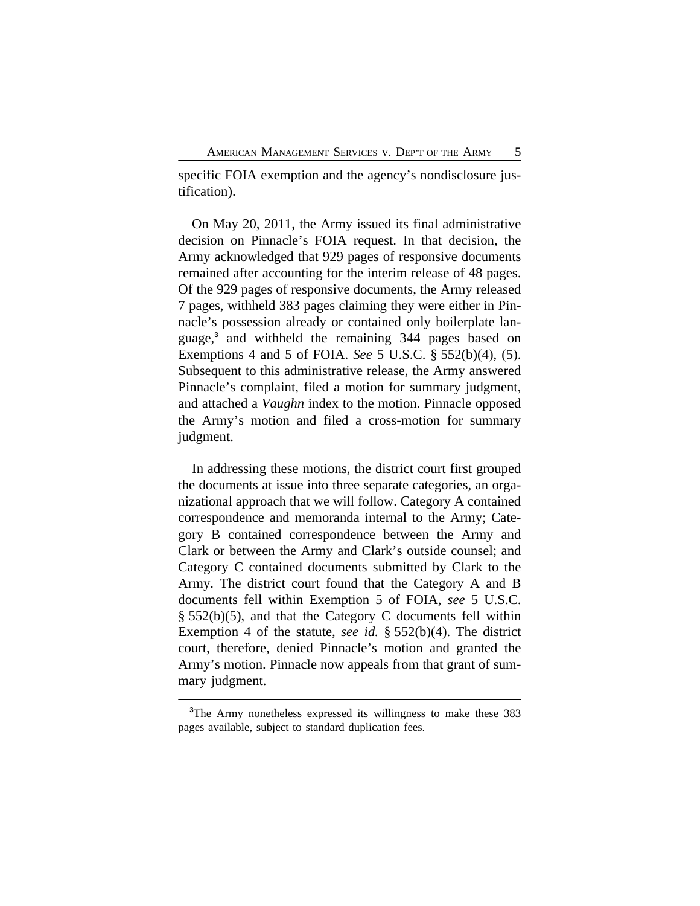specific FOIA exemption and the agency's nondisclosure justification).

On May 20, 2011, the Army issued its final administrative decision on Pinnacle's FOIA request. In that decision, the Army acknowledged that 929 pages of responsive documents remained after accounting for the interim release of 48 pages. Of the 929 pages of responsive documents, the Army released 7 pages, withheld 383 pages claiming they were either in Pinnacle's possession already or contained only boilerplate language,[3] and withheld the remaining 344 pages based on Exemptions 4 and 5 of FOIA. *See* 5 U.S.C. § 552(b)(4), (5). Subsequent to this administrative release, the Army answered Pinnacle's complaint, filed a motion for summary judgment, and attached a *Vaughn* index to the motion. Pinnacle opposed the Army's motion and filed a cross-motion for summary judgment.

In addressing these motions, the district court first grouped the documents at issue into three separate categories, an organizational approach that we will follow. Category A contained correspondence and memoranda internal to the Army; Category B contained correspondence between the Army and Clark or between the Army and Clark's outside counsel; and Category C contained documents submitted by Clark to the Army. The district court found that the Category A and B documents fell within Exemption 5 of FOIA, *see* 5 U.S.C. § 552(b)(5), and that the Category C documents fell within Exemption 4 of the statute, *see id.* § 552(b)(4). The district court, therefore, denied Pinnacle's motion and granted the Army's motion. Pinnacle now appeals from that grant of summary judgment.

---

[3]The Army nonetheless expressed its willingness to make these 383 pages available, subject to standard duplication fees.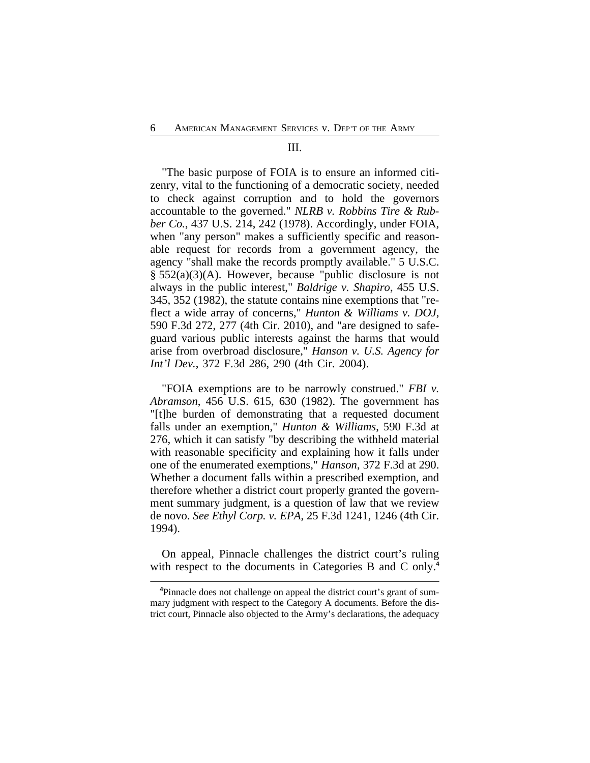## III.

"The basic purpose of FOIA is to ensure an informed citizenry, vital to the functioning of a democratic society, needed to check against corruption and to hold the governors accountable to the governed." *NLRB v. Robbins Tire & Rubber Co.*, 437 U.S. 214, 242 (1978). Accordingly, under FOIA, when "any person" makes a sufficiently specific and reasonable request for records from a government agency, the agency "shall make the records promptly available." 5 U.S.C. § 552(a)(3)(A). However, because "public disclosure is not always in the public interest," *Baldrige v. Shapiro*, 455 U.S. 345, 352 (1982), the statute contains nine exemptions that "reflect a wide array of concerns," *Hunton & Williams v. DOJ*, 590 F.3d 272, 277 (4th Cir. 2010), and "are designed to safeguard various public interests against the harms that would arise from overbroad disclosure," *Hanson v. U.S. Agency for Int'l Dev.*, 372 F.3d 286, 290 (4th Cir. 2004).

"FOIA exemptions are to be narrowly construed." *FBI v. Abramson*, 456 U.S. 615, 630 (1982). The government has "[t]he burden of demonstrating that a requested document falls under an exemption," *Hunton & Williams*, 590 F.3d at 276, which it can satisfy "by describing the withheld material with reasonable specificity and explaining how it falls under one of the enumerated exemptions," *Hanson*, 372 F.3d at 290. Whether a document falls within a prescribed exemption, and therefore whether a district court properly granted the government summary judgment, is a question of law that we review de novo. *See Ethyl Corp. v. EPA*, 25 F.3d 1241, 1246 (4th Cir. 1994).

On appeal, Pinnacle challenges the district court's ruling with respect to the documents in Categories B and C only.[4]

[4]Pinnacle does not challenge on appeal the district court's grant of summary judgment with respect to the Category A documents. Before the district court, Pinnacle also objected to the Army's declarations, the adequacy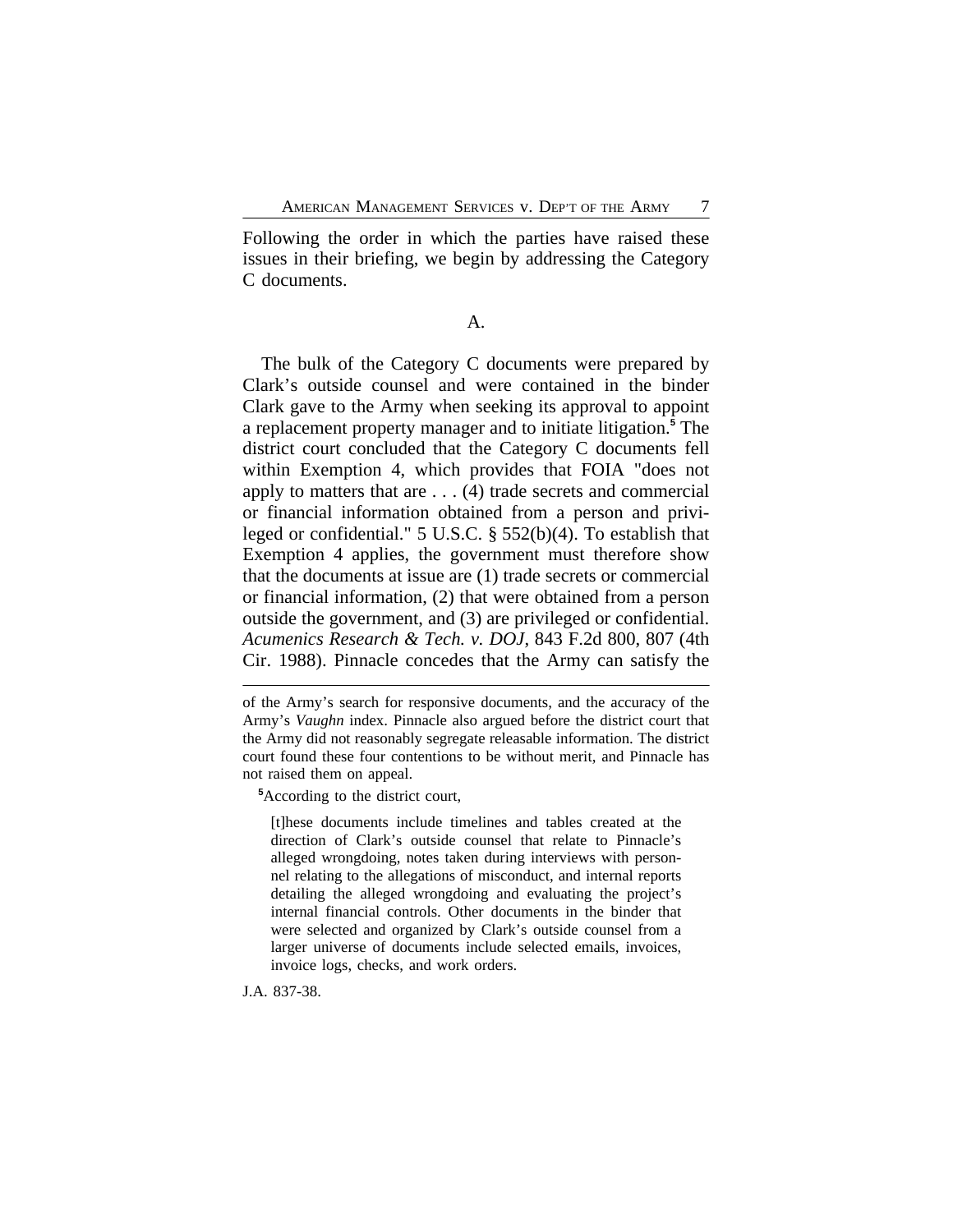Following the order in which the parties have raised these issues in their briefing, we begin by addressing the Category C documents.

### A.

The bulk of the Category C documents were prepared by Clark's outside counsel and were contained in the binder Clark gave to the Army when seeking its approval to appoint a replacement property manager and to initiate litigation.[5] The district court concluded that the Category C documents fell within Exemption 4, which provides that FOIA "does not apply to matters that are . . . (4) trade secrets and commercial or financial information obtained from a person and privileged or confidential." 5 U.S.C. § 552(b)(4). To establish that Exemption 4 applies, the government must therefore show that the documents at issue are (1) trade secrets or commercial or financial information, (2) that were obtained from a person outside the government, and (3) are privileged or confidential. *Acumenics Research & Tech. v. DOJ*, 843 F.2d 800, 807 (4th Cir. 1988). Pinnacle concedes that the Army can satisfy the

---

of the Army's search for responsive documents, and the accuracy of the Army's *Vaughn* index. Pinnacle also argued before the district court that the Army did not reasonably segregate releasable information. The district court found these four contentions to be without merit, and Pinnacle has not raised them on appeal.

[5] According to the district court,

> [t]hese documents include timelines and tables created at the direction of Clark's outside counsel that relate to Pinnacle's alleged wrongdoing, notes taken during interviews with personnel relating to the allegations of misconduct, and internal reports detailing the alleged wrongdoing and evaluating the project's internal financial controls. Other documents in the binder that were selected and organized by Clark's outside counsel from a larger universe of documents include selected emails, invoices, invoice logs, checks, and work orders.

J.A. 837-38.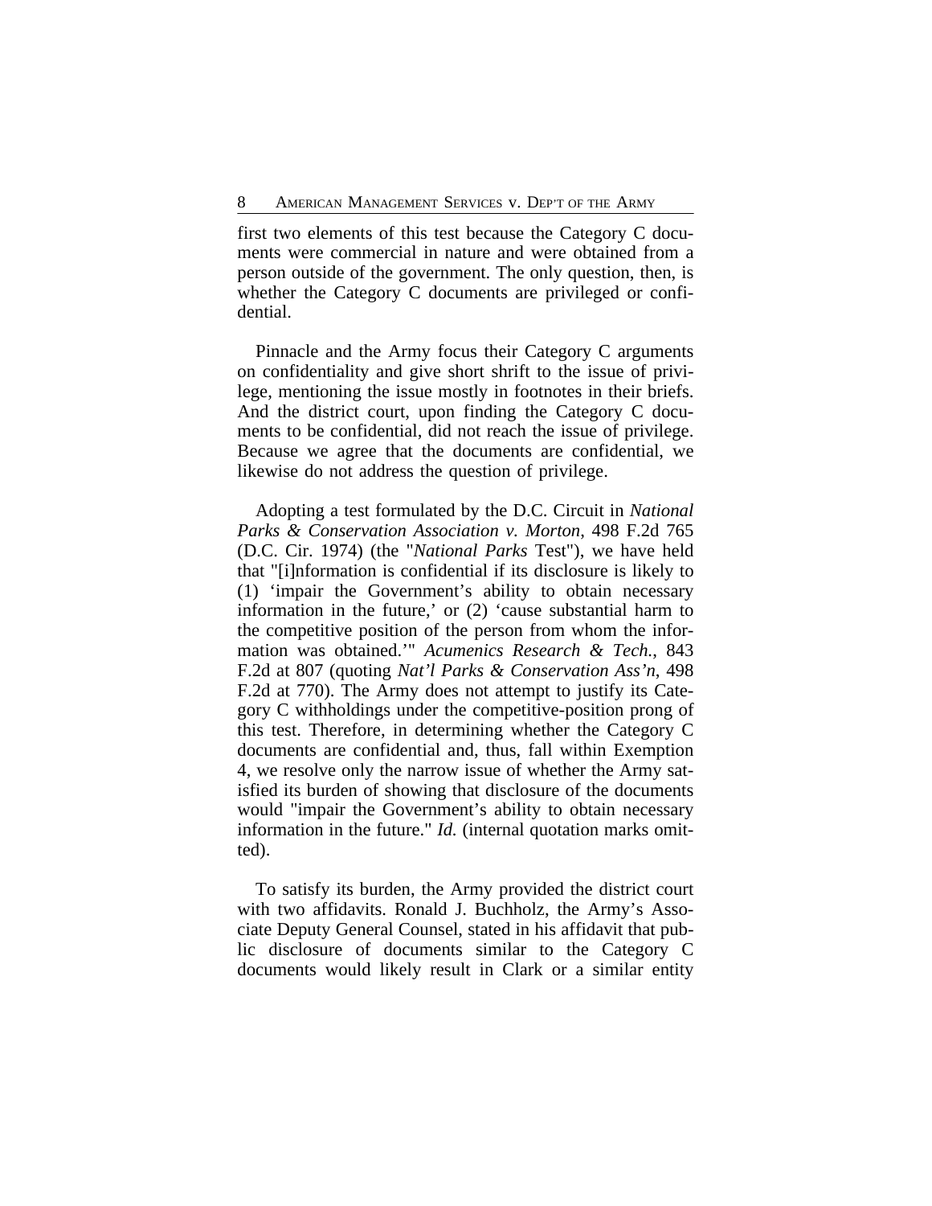first two elements of this test because the Category C documents were commercial in nature and were obtained from a person outside of the government. The only question, then, is whether the Category C documents are privileged or confidential.

Pinnacle and the Army focus their Category C arguments on confidentiality and give short shrift to the issue of privilege, mentioning the issue mostly in footnotes in their briefs. And the district court, upon finding the Category C documents to be confidential, did not reach the issue of privilege. Because we agree that the documents are confidential, we likewise do not address the question of privilege.

Adopting a test formulated by the D.C. Circuit in *National Parks & Conservation Association v. Morton*, 498 F.2d 765 (D.C. Cir. 1974) (the "*National Parks* Test"), we have held that "[i]nformation is confidential if its disclosure is likely to (1) 'impair the Government's ability to obtain necessary information in the future,' or (2) 'cause substantial harm to the competitive position of the person from whom the information was obtained.'" *Acumenics Research & Tech.*, 843 F.2d at 807 (quoting *Nat'l Parks & Conservation Ass'n*, 498 F.2d at 770). The Army does not attempt to justify its Category C withholdings under the competitive-position prong of this test. Therefore, in determining whether the Category C documents are confidential and, thus, fall within Exemption 4, we resolve only the narrow issue of whether the Army satisfied its burden of showing that disclosure of the documents would "impair the Government's ability to obtain necessary information in the future." *Id.* (internal quotation marks omitted).

To satisfy its burden, the Army provided the district court with two affidavits. Ronald J. Buchholz, the Army's Associate Deputy General Counsel, stated in his affidavit that public disclosure of documents similar to the Category C documents would likely result in Clark or a similar entity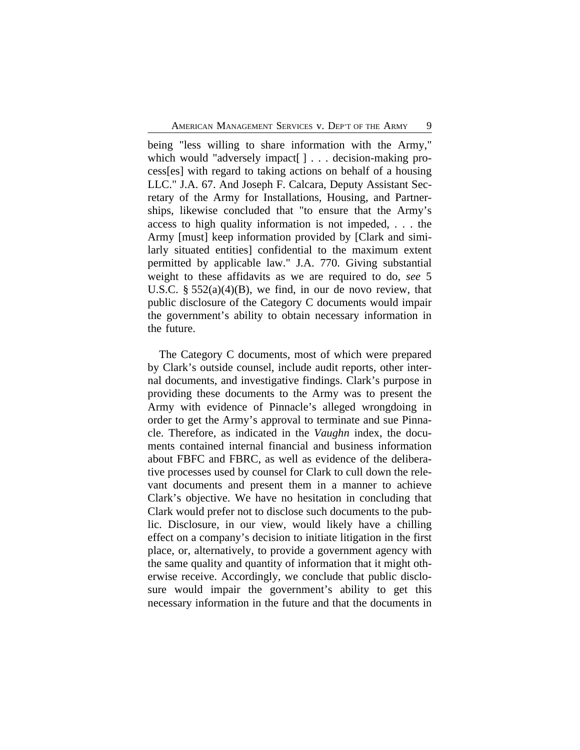being "less willing to share information with the Army," which would "adversely impact[ ] . . . decision-making process[es] with regard to taking actions on behalf of a housing LLC." J.A. 67. And Joseph F. Calcara, Deputy Assistant Secretary of the Army for Installations, Housing, and Partnerships, likewise concluded that "to ensure that the Army's access to high quality information is not impeded, . . . the Army [must] keep information provided by [Clark and similarly situated entities] confidential to the maximum extent permitted by applicable law." J.A. 770. Giving substantial weight to these affidavits as we are required to do, *see* 5 U.S.C. § 552(a)(4)(B), we find, in our de novo review, that public disclosure of the Category C documents would impair the government's ability to obtain necessary information in the future.

The Category C documents, most of which were prepared by Clark's outside counsel, include audit reports, other internal documents, and investigative findings. Clark's purpose in providing these documents to the Army was to present the Army with evidence of Pinnacle's alleged wrongdoing in order to get the Army's approval to terminate and sue Pinnacle. Therefore, as indicated in the *Vaughn* index, the documents contained internal financial and business information about FBFC and FBRC, as well as evidence of the deliberative processes used by counsel for Clark to cull down the relevant documents and present them in a manner to achieve Clark's objective. We have no hesitation in concluding that Clark would prefer not to disclose such documents to the public. Disclosure, in our view, would likely have a chilling effect on a company's decision to initiate litigation in the first place, or, alternatively, to provide a government agency with the same quality and quantity of information that it might otherwise receive. Accordingly, we conclude that public disclosure would impair the government's ability to get this necessary information in the future and that the documents in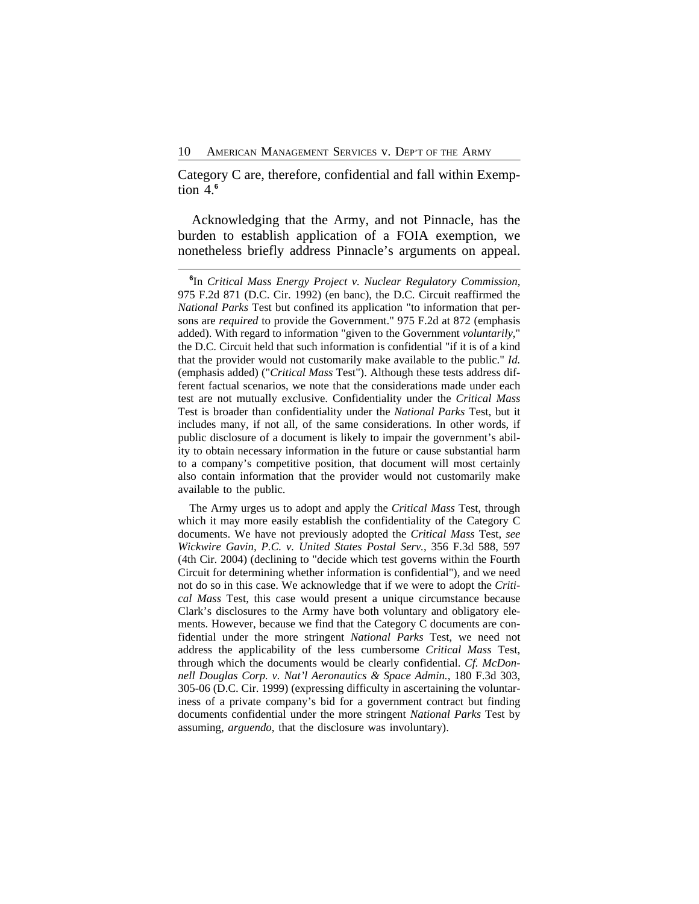Category C are, therefore, confidential and fall within Exemption 4.[6]

Acknowledging that the Army, and not Pinnacle, has the burden to establish application of a FOIA exemption, we nonetheless briefly address Pinnacle's arguments on appeal.

---

[6]In *Critical Mass Energy Project v. Nuclear Regulatory Commission*, 975 F.2d 871 (D.C. Cir. 1992) (en banc), the D.C. Circuit reaffirmed the *National Parks* Test but confined its application "to information that persons are *required* to provide the Government." 975 F.2d at 872 (emphasis added). With regard to information "given to the Government *voluntarily*," the D.C. Circuit held that such information is confidential "if it is of a kind that the provider would not customarily make available to the public." *Id.* (emphasis added) ("*Critical Mass* Test"). Although these tests address different factual scenarios, we note that the considerations made under each test are not mutually exclusive. Confidentiality under the *Critical Mass* Test is broader than confidentiality under the *National Parks* Test, but it includes many, if not all, of the same considerations. In other words, if public disclosure of a document is likely to impair the government's ability to obtain necessary information in the future or cause substantial harm to a company's competitive position, that document will most certainly also contain information that the provider would not customarily make available to the public.

The Army urges us to adopt and apply the *Critical Mass* Test, through which it may more easily establish the confidentiality of the Category C documents. We have not previously adopted the *Critical Mass* Test, *see Wickwire Gavin, P.C. v. United States Postal Serv.*, 356 F.3d 588, 597 (4th Cir. 2004) (declining to "decide which test governs within the Fourth Circuit for determining whether information is confidential"), and we need not do so in this case. We acknowledge that if we were to adopt the *Critical Mass* Test, this case would present a unique circumstance because Clark's disclosures to the Army have both voluntary and obligatory elements. However, because we find that the Category C documents are confidential under the more stringent *National Parks* Test, we need not address the applicability of the less cumbersome *Critical Mass* Test, through which the documents would be clearly confidential. *Cf. McDonnell Douglas Corp. v. Nat'l Aeronautics & Space Admin.*, 180 F.3d 303, 305-06 (D.C. Cir. 1999) (expressing difficulty in ascertaining the voluntariness of a private company's bid for a government contract but finding documents confidential under the more stringent *National Parks* Test by assuming, *arguendo*, that the disclosure was involuntary).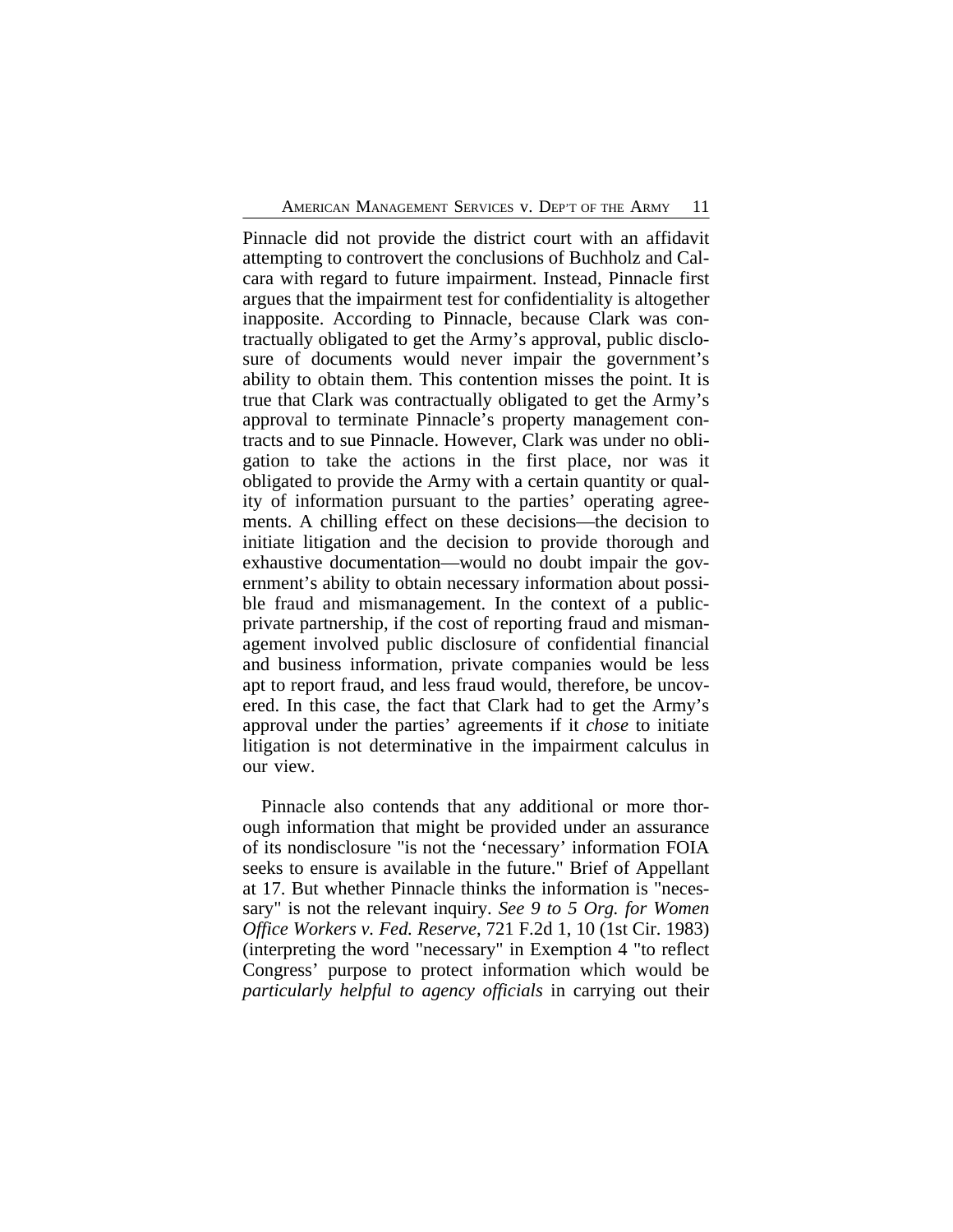Pinnacle did not provide the district court with an affidavit attempting to controvert the conclusions of Buchholz and Calcara with regard to future impairment. Instead, Pinnacle first argues that the impairment test for confidentiality is altogether inapposite. According to Pinnacle, because Clark was contractually obligated to get the Army's approval, public disclosure of documents would never impair the government's ability to obtain them. This contention misses the point. It is true that Clark was contractually obligated to get the Army's approval to terminate Pinnacle's property management contracts and to sue Pinnacle. However, Clark was under no obligation to take the actions in the first place, nor was it obligated to provide the Army with a certain quantity or quality of information pursuant to the parties' operating agreements. A chilling effect on these decisions—the decision to initiate litigation and the decision to provide thorough and exhaustive documentation—would no doubt impair the government's ability to obtain necessary information about possible fraud and mismanagement. In the context of a public-private partnership, if the cost of reporting fraud and mismanagement involved public disclosure of confidential financial and business information, private companies would be less apt to report fraud, and less fraud would, therefore, be uncovered. In this case, the fact that Clark had to get the Army's approval under the parties' agreements if it *chose* to initiate litigation is not determinative in the impairment calculus in our view.

Pinnacle also contends that any additional or more thorough information that might be provided under an assurance of its nondisclosure "is not the 'necessary' information FOIA seeks to ensure is available in the future." Brief of Appellant at 17. But whether Pinnacle thinks the information is "necessary" is not the relevant inquiry. *See 9 to 5 Org. for Women Office Workers v. Fed. Reserve*, 721 F.2d 1, 10 (1st Cir. 1983) (interpreting the word "necessary" in Exemption 4 "to reflect Congress' purpose to protect information which would be *particularly helpful to agency officials* in carrying out their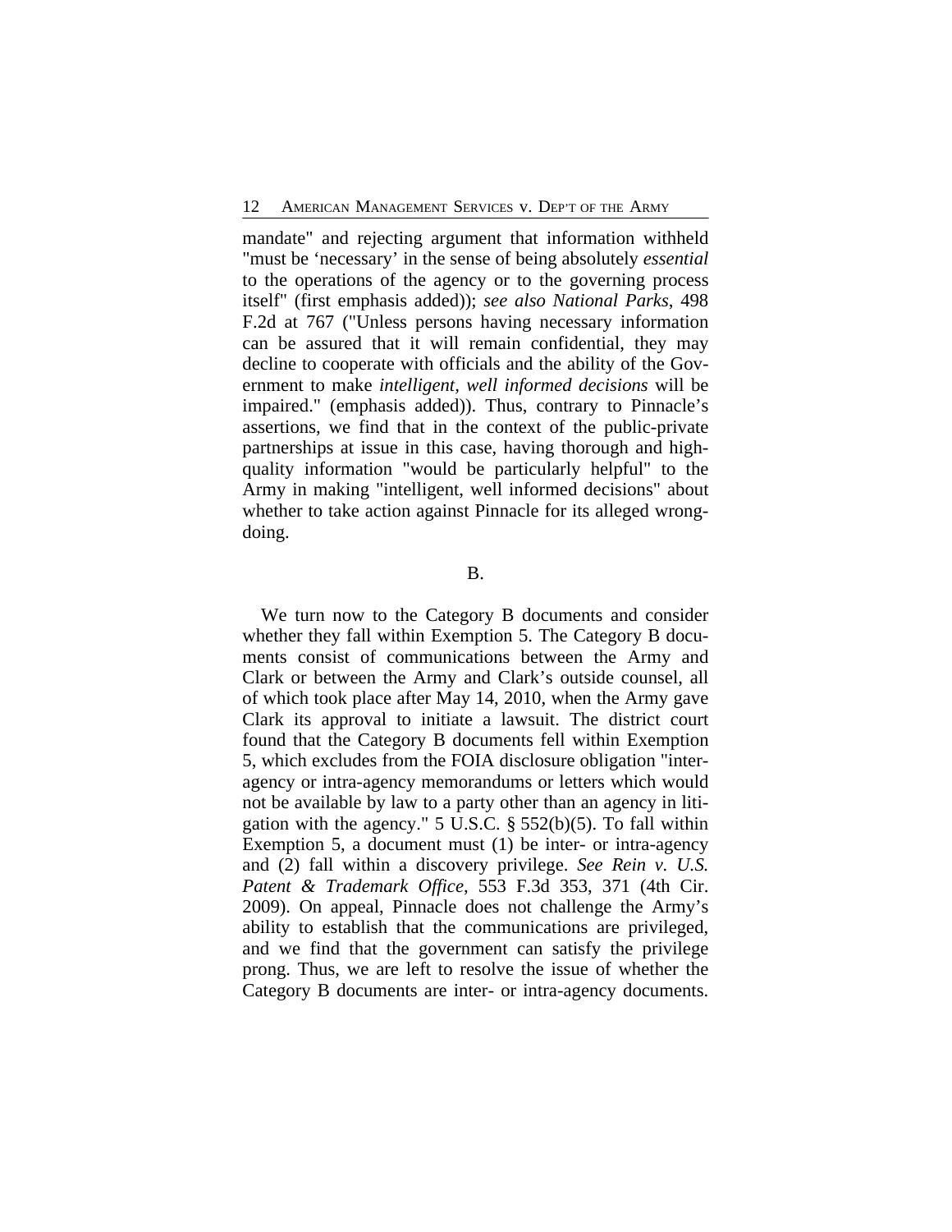mandate" and rejecting argument that information withheld "must be 'necessary' in the sense of being absolutely *essential* to the operations of the agency or to the governing process itself" (first emphasis added)); *see also National Parks*, 498 F.2d at 767 ("Unless persons having necessary information can be assured that it will remain confidential, they may decline to cooperate with officials and the ability of the Government to make *intelligent, well informed decisions* will be impaired." (emphasis added)). Thus, contrary to Pinnacle's assertions, we find that in the context of the public-private partnerships at issue in this case, having thorough and high-quality information "would be particularly helpful" to the Army in making "intelligent, well informed decisions" about whether to take action against Pinnacle for its alleged wrongdoing.

B.

We turn now to the Category B documents and consider whether they fall within Exemption 5. The Category B documents consist of communications between the Army and Clark or between the Army and Clark's outside counsel, all of which took place after May 14, 2010, when the Army gave Clark its approval to initiate a lawsuit. The district court found that the Category B documents fell within Exemption 5, which excludes from the FOIA disclosure obligation "inter-agency or intra-agency memorandums or letters which would not be available by law to a party other than an agency in litigation with the agency." 5 U.S.C. § 552(b)(5). To fall within Exemption 5, a document must (1) be inter- or intra-agency and (2) fall within a discovery privilege. *See Rein v. U.S. Patent & Trademark Office*, 553 F.3d 353, 371 (4th Cir. 2009). On appeal, Pinnacle does not challenge the Army's ability to establish that the communications are privileged, and we find that the government can satisfy the privilege prong. Thus, we are left to resolve the issue of whether the Category B documents are inter- or intra-agency documents.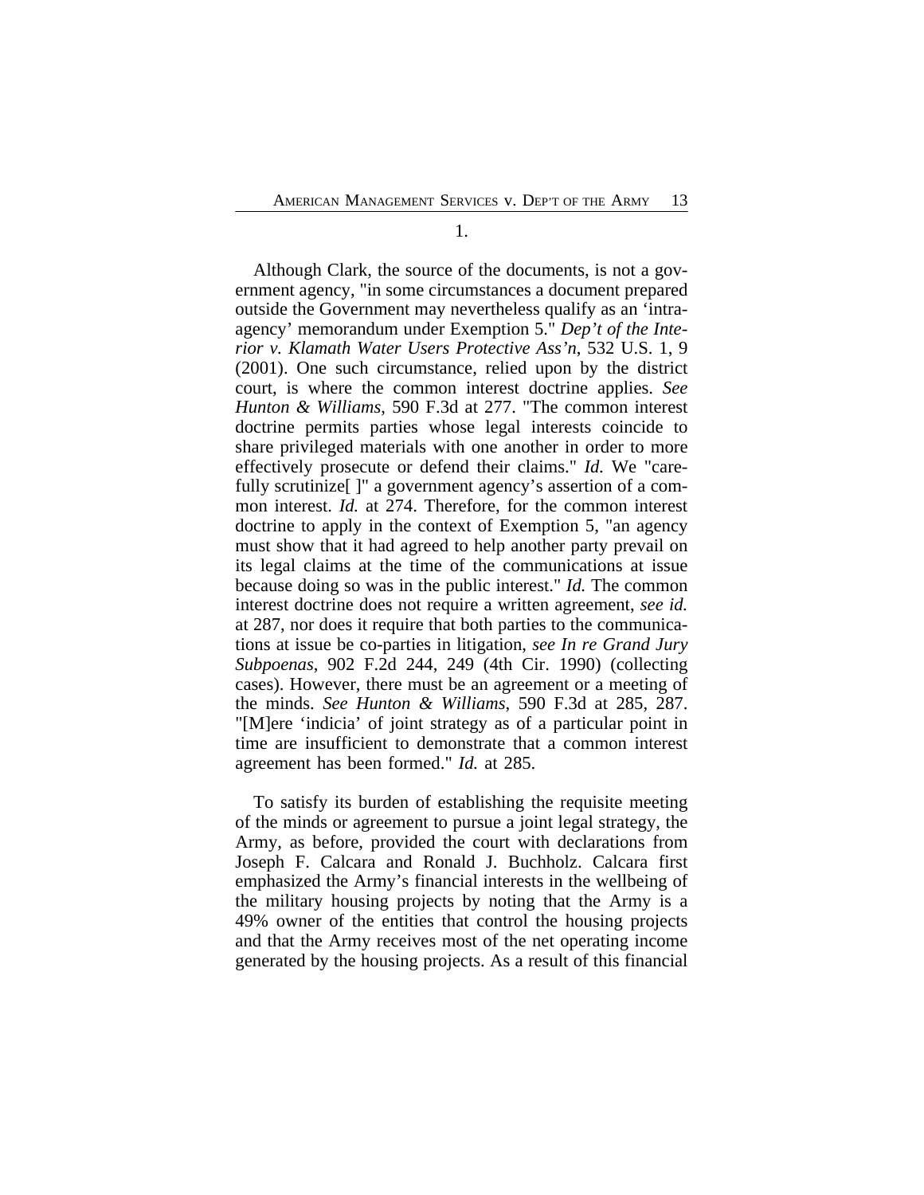1.

Although Clark, the source of the documents, is not a government agency, "in some circumstances a document prepared outside the Government may nevertheless qualify as an 'intra-agency' memorandum under Exemption 5." *Dep't of the Interior v. Klamath Water Users Protective Ass'n*, 532 U.S. 1, 9 (2001). One such circumstance, relied upon by the district court, is where the common interest doctrine applies. *See Hunton & Williams*, 590 F.3d at 277. "The common interest doctrine permits parties whose legal interests coincide to share privileged materials with one another in order to more effectively prosecute or defend their claims." *Id.* We "carefully scrutinize[ ]" a government agency's assertion of a common interest. *Id.* at 274. Therefore, for the common interest doctrine to apply in the context of Exemption 5, "an agency must show that it had agreed to help another party prevail on its legal claims at the time of the communications at issue because doing so was in the public interest." *Id.* The common interest doctrine does not require a written agreement, *see id.* at 287, nor does it require that both parties to the communications at issue be co-parties in litigation, *see In re Grand Jury Subpoenas*, 902 F.2d 244, 249 (4th Cir. 1990) (collecting cases). However, there must be an agreement or a meeting of the minds. *See Hunton & Williams*, 590 F.3d at 285, 287. "[M]ere 'indicia' of joint strategy as of a particular point in time are insufficient to demonstrate that a common interest agreement has been formed." *Id.* at 285.

To satisfy its burden of establishing the requisite meeting of the minds or agreement to pursue a joint legal strategy, the Army, as before, provided the court with declarations from Joseph F. Calcara and Ronald J. Buchholz. Calcara first emphasized the Army's financial interests in the wellbeing of the military housing projects by noting that the Army is a 49% owner of the entities that control the housing projects and that the Army receives most of the net operating income generated by the housing projects. As a result of this financial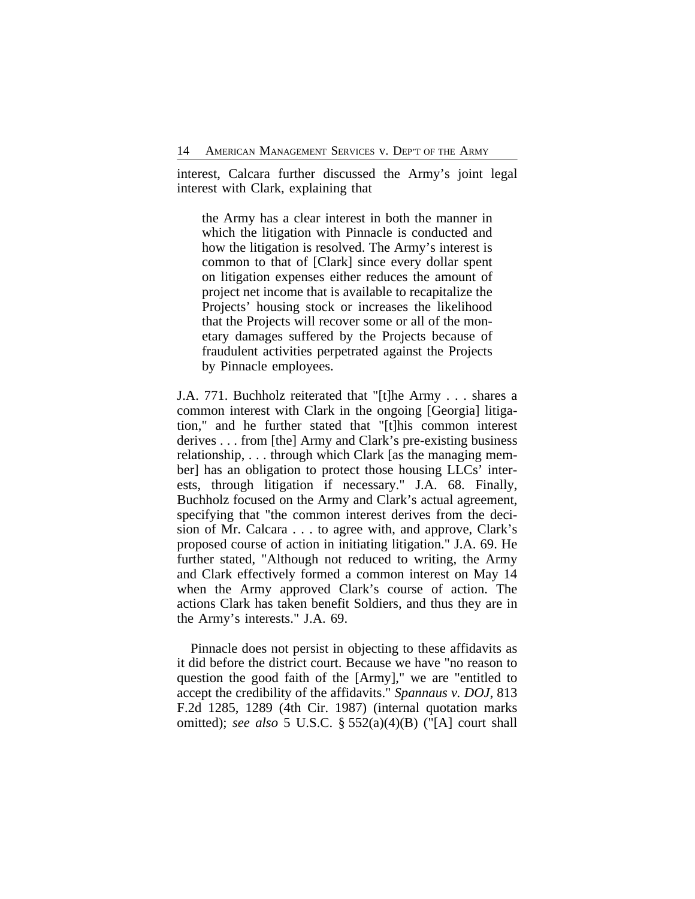interest, Calcara further discussed the Army's joint legal interest with Clark, explaining that

> the Army has a clear interest in both the manner in which the litigation with Pinnacle is conducted and how the litigation is resolved. The Army's interest is common to that of [Clark] since every dollar spent on litigation expenses either reduces the amount of project net income that is available to recapitalize the Projects' housing stock or increases the likelihood that the Projects will recover some or all of the monetary damages suffered by the Projects because of fraudulent activities perpetrated against the Projects by Pinnacle employees.

J.A. 771. Buchholz reiterated that "[t]he Army . . . shares a common interest with Clark in the ongoing [Georgia] litigation," and he further stated that "[t]his common interest derives . . . from [the] Army and Clark's pre-existing business relationship, . . . through which Clark [as the managing member] has an obligation to protect those housing LLCs' interests, through litigation if necessary." J.A. 68. Finally, Buchholz focused on the Army and Clark's actual agreement, specifying that "the common interest derives from the decision of Mr. Calcara . . . to agree with, and approve, Clark's proposed course of action in initiating litigation." J.A. 69. He further stated, "Although not reduced to writing, the Army and Clark effectively formed a common interest on May 14 when the Army approved Clark's course of action. The actions Clark has taken benefit Soldiers, and thus they are in the Army's interests." J.A. 69.

Pinnacle does not persist in objecting to these affidavits as it did before the district court. Because we have "no reason to question the good faith of the [Army]," we are "entitled to accept the credibility of the affidavits." *Spannaus v. DOJ*, 813 F.2d 1285, 1289 (4th Cir. 1987) (internal quotation marks omitted); *see also* 5 U.S.C. § 552(a)(4)(B) ("[A] court shall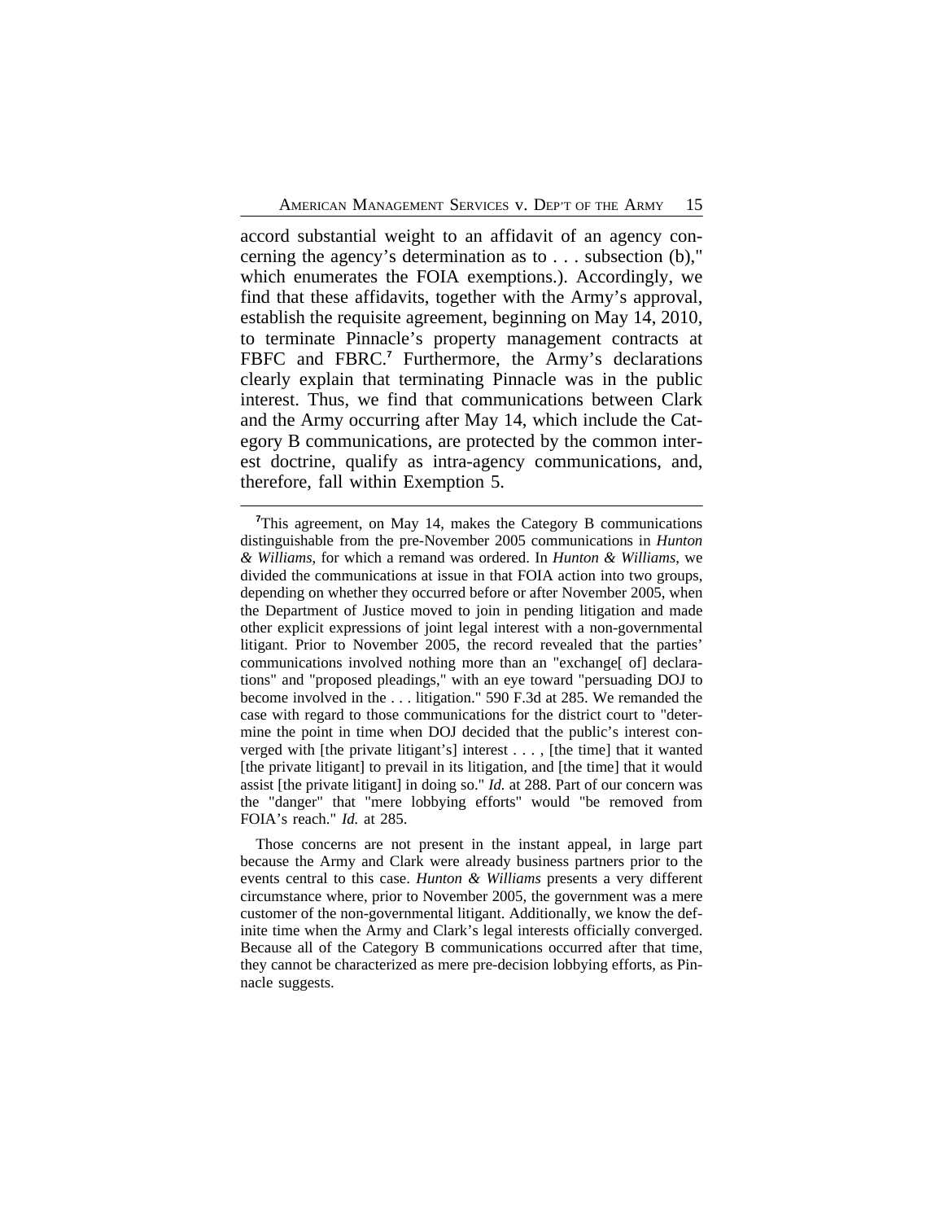accord substantial weight to an affidavit of an agency concerning the agency's determination as to . . . subsection (b)," which enumerates the FOIA exemptions.). Accordingly, we find that these affidavits, together with the Army's approval, establish the requisite agreement, beginning on May 14, 2010, to terminate Pinnacle's property management contracts at FBFC and FBRC.[7] Furthermore, the Army's declarations clearly explain that terminating Pinnacle was in the public interest. Thus, we find that communications between Clark and the Army occurring after May 14, which include the Category B communications, are protected by the common interest doctrine, qualify as intra-agency communications, and, therefore, fall within Exemption 5.

---

[7]This agreement, on May 14, makes the Category B communications distinguishable from the pre-November 2005 communications in *Hunton & Williams*, for which a remand was ordered. In *Hunton & Williams*, we divided the communications at issue in that FOIA action into two groups, depending on whether they occurred before or after November 2005, when the Department of Justice moved to join in pending litigation and made other explicit expressions of joint legal interest with a non-governmental litigant. Prior to November 2005, the record revealed that the parties' communications involved nothing more than an "exchange[ of] declarations" and "proposed pleadings," with an eye toward "persuading DOJ to become involved in the . . . litigation." 590 F.3d at 285. We remanded the case with regard to those communications for the district court to "determine the point in time when DOJ decided that the public's interest converged with [the private litigant's] interest . . . , [the time] that it wanted [the private litigant] to prevail in its litigation, and [the time] that it would assist [the private litigant] in doing so." *Id.* at 288. Part of our concern was the "danger" that "mere lobbying efforts" would "be removed from FOIA's reach." *Id.* at 285.

Those concerns are not present in the instant appeal, in large part because the Army and Clark were already business partners prior to the events central to this case. *Hunton & Williams* presents a very different circumstance where, prior to November 2005, the government was a mere customer of the non-governmental litigant. Additionally, we know the definite time when the Army and Clark's legal interests officially converged. Because all of the Category B communications occurred after that time, they cannot be characterized as mere pre-decision lobbying efforts, as Pinnacle suggests.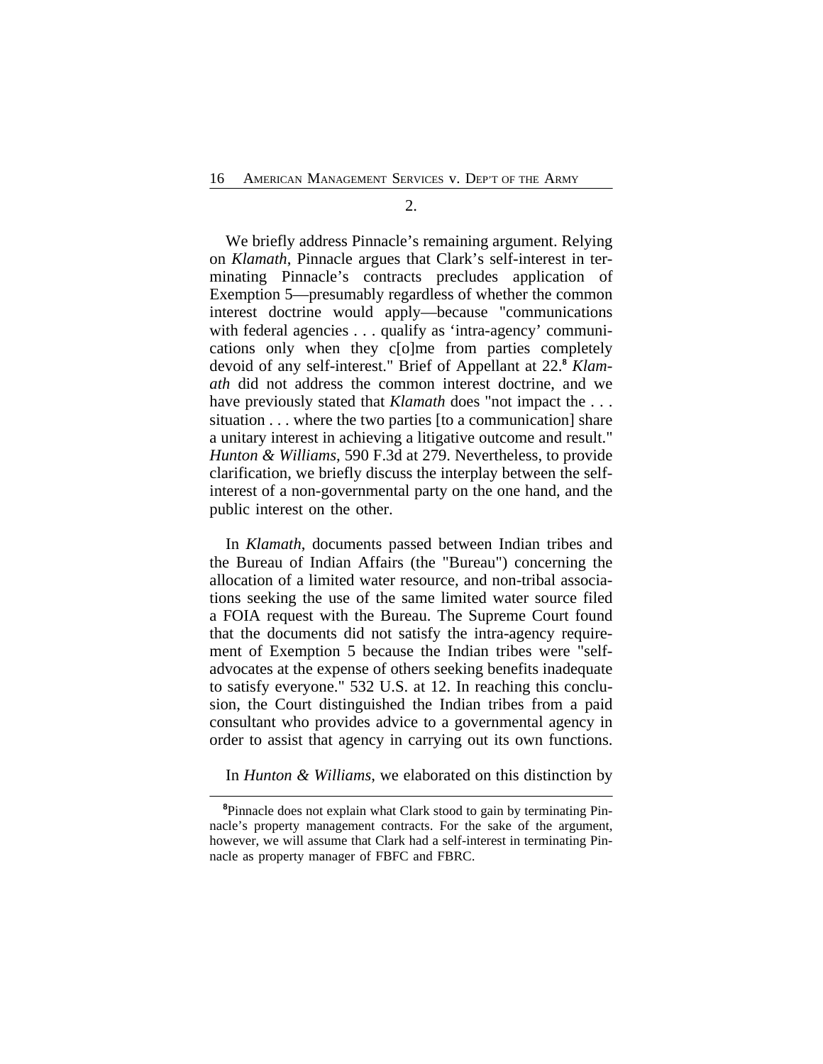2.

We briefly address Pinnacle's remaining argument. Relying on *Klamath*, Pinnacle argues that Clark's self-interest in terminating Pinnacle's contracts precludes application of Exemption 5—presumably regardless of whether the common interest doctrine would apply—because "communications with federal agencies . . . qualify as 'intra-agency' communications only when they c[o]me from parties completely devoid of any self-interest." Brief of Appellant at 22.[8] *Klamath* did not address the common interest doctrine, and we have previously stated that *Klamath* does "not impact the . . . situation . . . where the two parties [to a communication] share a unitary interest in achieving a litigative outcome and result." *Hunton & Williams*, 590 F.3d at 279. Nevertheless, to provide clarification, we briefly discuss the interplay between the self-interest of a non-governmental party on the one hand, and the public interest on the other.

In *Klamath*, documents passed between Indian tribes and the Bureau of Indian Affairs (the "Bureau") concerning the allocation of a limited water resource, and non-tribal associations seeking the use of the same limited water source filed a FOIA request with the Bureau. The Supreme Court found that the documents did not satisfy the intra-agency requirement of Exemption 5 because the Indian tribes were "self-advocates at the expense of others seeking benefits inadequate to satisfy everyone." 532 U.S. at 12. In reaching this conclusion, the Court distinguished the Indian tribes from a paid consultant who provides advice to a governmental agency in order to assist that agency in carrying out its own functions.

In *Hunton & Williams*, we elaborated on this distinction by

[8]Pinnacle does not explain what Clark stood to gain by terminating Pinnacle's property management contracts. For the sake of the argument, however, we will assume that Clark had a self-interest in terminating Pinnacle as property manager of FBFC and FBRC.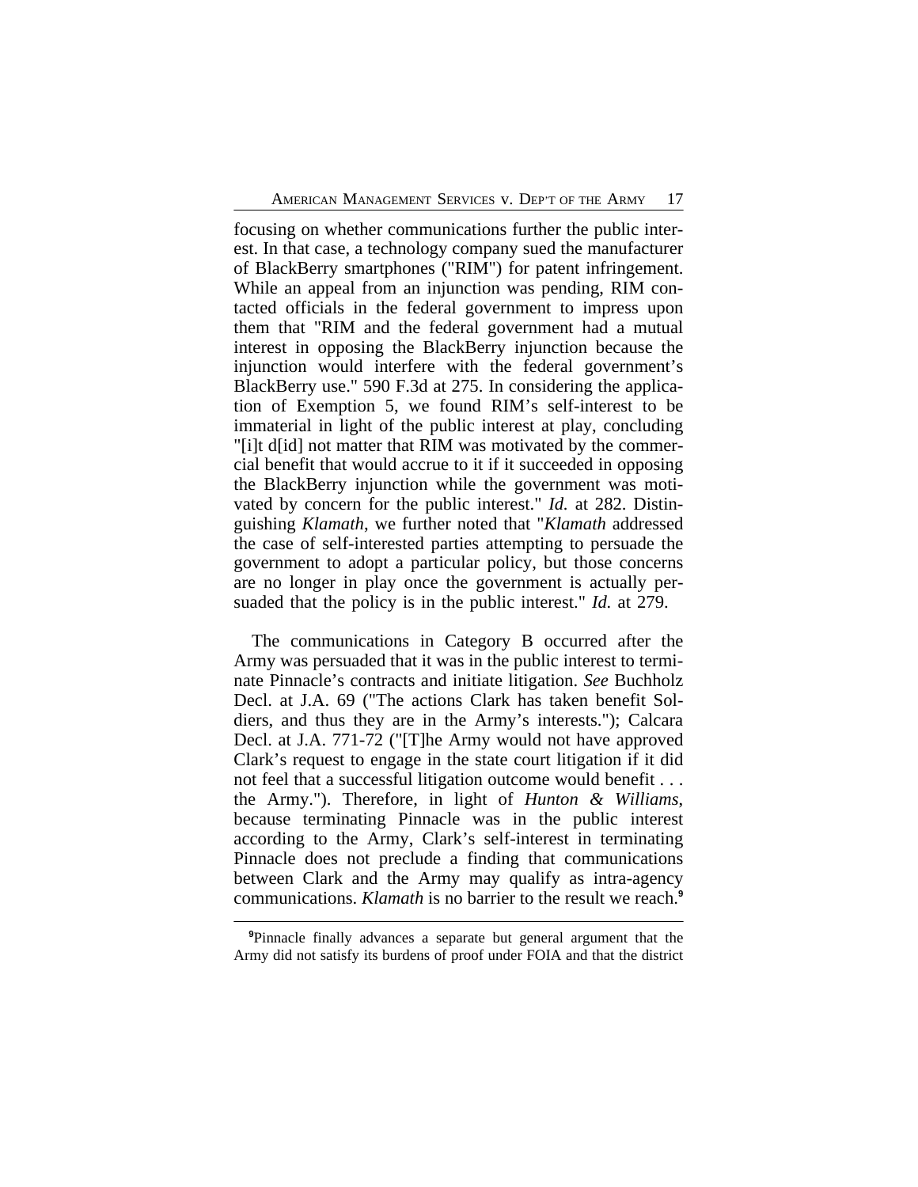focusing on whether communications further the public interest. In that case, a technology company sued the manufacturer of BlackBerry smartphones ("RIM") for patent infringement. While an appeal from an injunction was pending, RIM contacted officials in the federal government to impress upon them that "RIM and the federal government had a mutual interest in opposing the BlackBerry injunction because the injunction would interfere with the federal government's BlackBerry use." 590 F.3d at 275. In considering the application of Exemption 5, we found RIM's self-interest to be immaterial in light of the public interest at play, concluding "[i]t d[id] not matter that RIM was motivated by the commercial benefit that would accrue to it if it succeeded in opposing the BlackBerry injunction while the government was motivated by concern for the public interest." *Id.* at 282. Distinguishing *Klamath*, we further noted that "*Klamath* addressed the case of self-interested parties attempting to persuade the government to adopt a particular policy, but those concerns are no longer in play once the government is actually persuaded that the policy is in the public interest." *Id.* at 279.

The communications in Category B occurred after the Army was persuaded that it was in the public interest to terminate Pinnacle's contracts and initiate litigation. *See* Buchholz Decl. at J.A. 69 ("The actions Clark has taken benefit Soldiers, and thus they are in the Army's interests."); Calcara Decl. at J.A. 771-72 ("[T]he Army would not have approved Clark's request to engage in the state court litigation if it did not feel that a successful litigation outcome would benefit . . . the Army."). Therefore, in light of *Hunton & Williams*, because terminating Pinnacle was in the public interest according to the Army, Clark's self-interest in terminating Pinnacle does not preclude a finding that communications between Clark and the Army may qualify as intra-agency communications. *Klamath* is no barrier to the result we reach.[9]

[9] Pinnacle finally advances a separate but general argument that the Army did not satisfy its burdens of proof under FOIA and that the district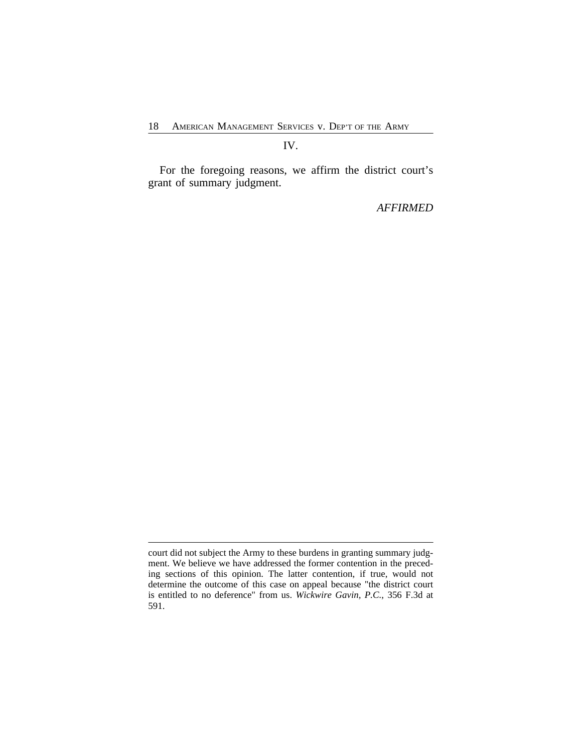## IV.

For the foregoing reasons, we affirm the district court's grant of summary judgment.

*AFFIRMED*

court did not subject the Army to these burdens in granting summary judgment. We believe we have addressed the former contention in the preceding sections of this opinion. The latter contention, if true, would not determine the outcome of this case on appeal because "the district court is entitled to no deference" from us. *Wickwire Gavin, P.C.*, 356 F.3d at 591.